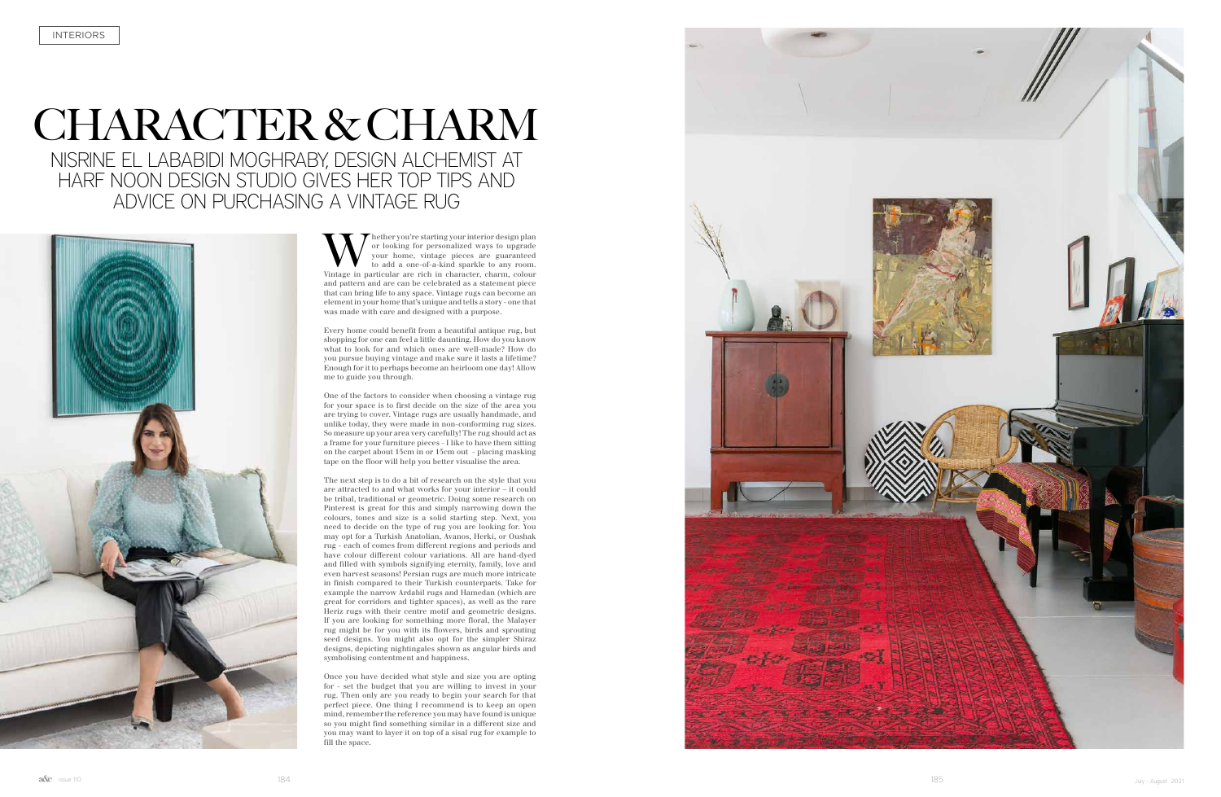INTERIORS

# CHARACTER & CHARM

## NISRINE EL LABABIDI MOGHRABY, DESIGN ALCHEMIST AT HARF NOON DESIGN STUDIO GIVES HER TOP TIPS AND ADVICE ON PURCHASING A VINTAGE RUG

Whether you're starting your interior design plan or looking for personalized ways to upgrade your home, vintage pieces are guaranteed to add a one-of-a-kind sparkle to any room. Vintage in particular are rich in character, charm, colour and pattern and are can be celebrated as a statement piece that can bring life to any space. Vintage rugs can become an element in your home that's unique and tells a story - one that was made with care and designed with a purpose.

Every home could benefit from a beautiful antique rug, but shopping for one can feel a little daunting. How do you know what to look for and which ones are well-made? How do you pursue buying vintage and make sure it lasts a lifetime? Enough for it to perhaps become an heirloom one day! Allow me to guide you through.

One of the factors to consider when choosing a vintage rug for your space is to first decide on the size of the area you are trying to cover. Vintage rugs are usually handmade, and unlike today, they were made in non-conforming rug sizes. So measure up your area very carefully! The rug should act as a frame for your furniture pieces - I like to have them sitting on the carpet about 15cm in or 15cm out - placing masking tape on the floor will help you better visualise the area.

The next step is to do a bit of research on the style that you are attracted to and what works for your interior – it could be tribal, traditional or geometric. Doing some research on Pinterest is great for this and simply narrowing down the colours, tones and size is a solid starting step. Next, you need to decide on the type of rug you are looking for. You may opt for a Turkish Anatolian, Avanos, Herki, or Oushak rug - each of comes from different regions and periods and have colour different colour variations. All are hand-dyed and filled with symbols signifying eternity, family, love and even harvest seasons! Persian rugs are much more intricate in finish compared to their Turkish counterparts. Take for example the narrow Ardabil rugs and Hamedan (which are great for corridors and tighter spaces), as well as the rare Heriz rugs with their centre motif and geometric designs. If you are looking for something more floral, the Malayer rug might be for you with its flowers, birds and sprouting seed designs. You might also opt for the simpler Shiraz designs, depicting nightingales shown as angular birds and symbolising contentment and happiness.

Once you have decided what style and size you are opting for - set the budget that you are willing to invest in your rug. Then only are you ready to begin your search for that perfect piece. One thing I recommend is to keep an open mind, remember the reference you may have found is unique so you might find something similar in a different size and you may want to layer it on top of a sisal rug for example to fill the space.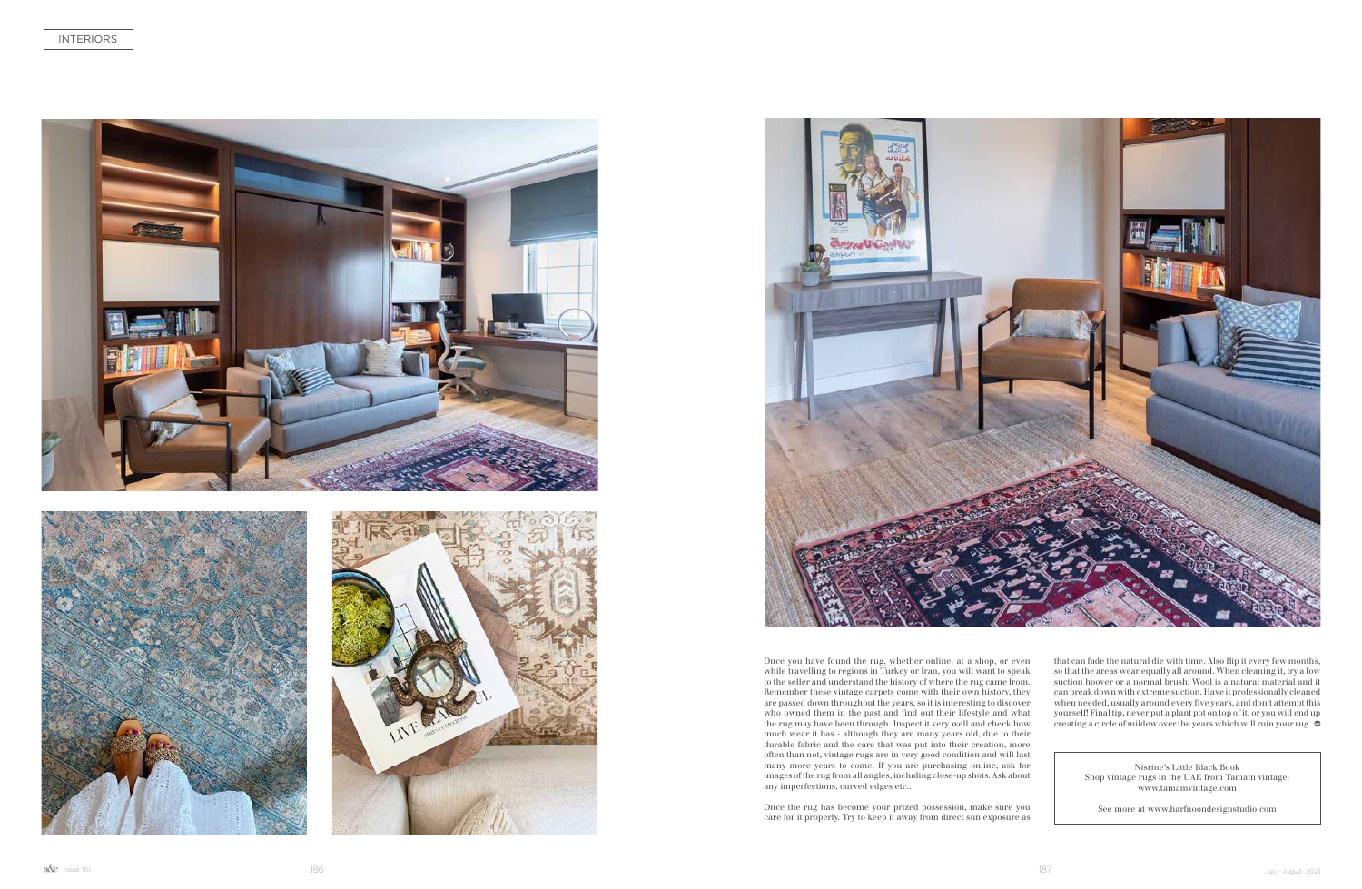Once you have found the rug, whether online, at a shop, or even while travelling to regions in Turkey or Iran, you will want to speak to the seller and understand the history of where the rug came from. Remember these vintage carpets come with their own history, they are passed down throughout the years, so it is interesting to discover who owned them in the past and find out their lifestyle and what the rug may have been through. Inspect it very well and check how much wear it has - although they are many years old, due to their durable fabric and the care that was put into their creation, more often than not, vintage rugs are in very good condition and will last many more years to come. If you are purchasing online, ask for images of the rug from all angles, including close-up shots. Ask about any imperfections, curved edges etc..

Once the rug has become your prized possession, make sure you care for it properly. Try to keep it away from direct sun exposure as that can fade the natural die with time. Also flip it every few months, so that the areas wear equally all around. When cleaning it, try a low suction hoover or a normal brush. Wool is a natural material and it can break down with extreme suction. Have it professionally cleaned when needed, usually around every five years, and don't attempt this yourself! Final tip, never put a plant pot on top of it, or you will end up creating a circle of mildew over the years which will ruin your rug.

Nisrine's Little Black Book
Shop vintage rugs in the UAE from Tamam vintage:
www.tamamvintage.com

See more at www.harfnoondesignstudio.com